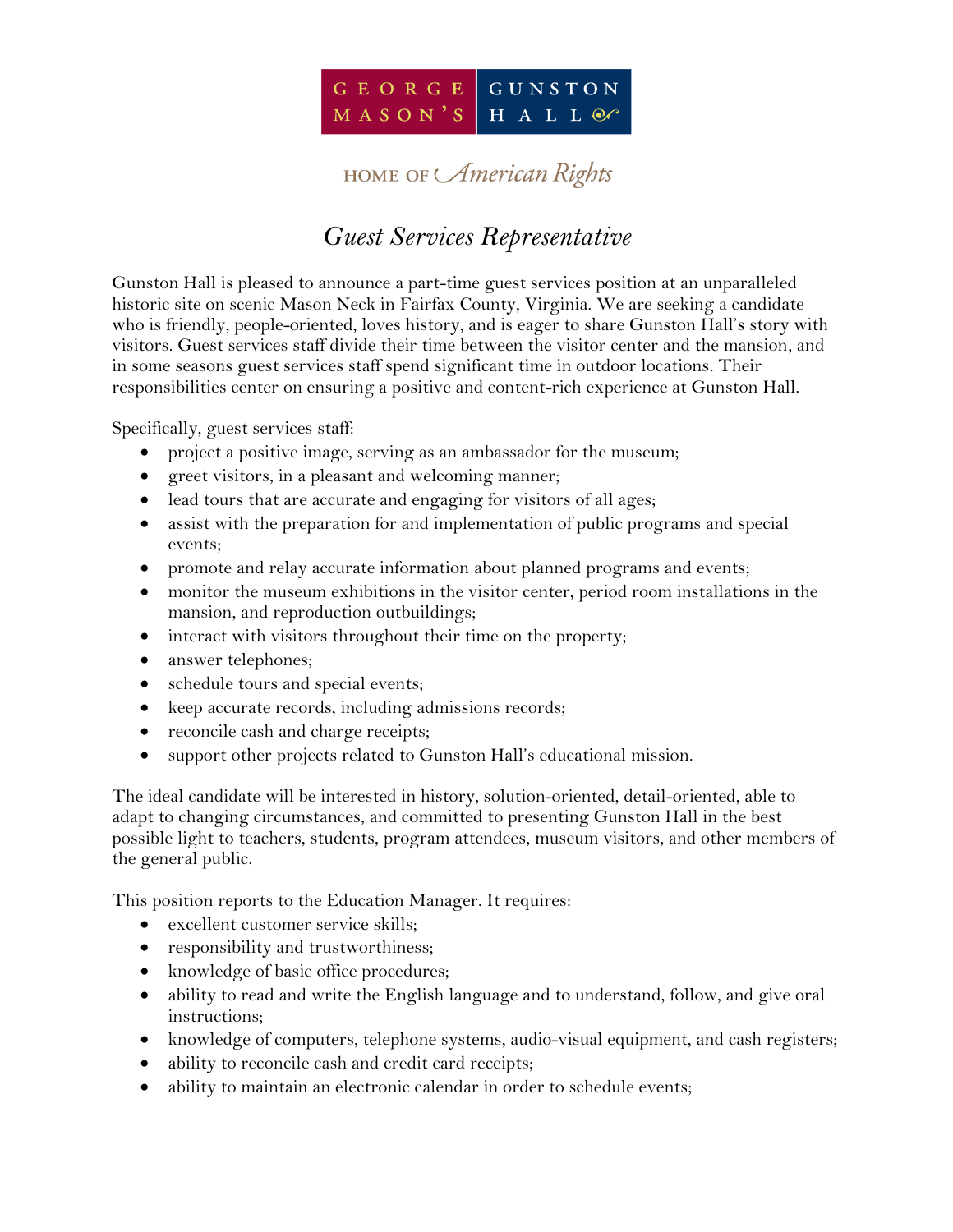GEORGE MASON'S GUNSTON HALL

HOME OF *American Rights*

# *Guest Services Representative*

Gunston Hall is pleased to announce a part-time guest services position at an unparalleled historic site on scenic Mason Neck in Fairfax County, Virginia. We are seeking a candidate who is friendly, people-oriented, loves history, and is eager to share Gunston Hall's story with visitors. Guest services staff divide their time between the visitor center and the mansion, and in some seasons guest services staff spend significant time in outdoor locations. Their responsibilities center on ensuring a positive and content-rich experience at Gunston Hall.

Specifically, guest services staff:

- project a positive image, serving as an ambassador for the museum;
- greet visitors, in a pleasant and welcoming manner;
- lead tours that are accurate and engaging for visitors of all ages;
- assist with the preparation for and implementation of public programs and special events;
- promote and relay accurate information about planned programs and events;
- monitor the museum exhibitions in the visitor center, period room installations in the mansion, and reproduction outbuildings;
- interact with visitors throughout their time on the property;
- answer telephones;
- schedule tours and special events;
- keep accurate records, including admissions records;
- reconcile cash and charge receipts;
- support other projects related to Gunston Hall's educational mission.

The ideal candidate will be interested in history, solution-oriented, detail-oriented, able to adapt to changing circumstances, and committed to presenting Gunston Hall in the best possible light to teachers, students, program attendees, museum visitors, and other members of the general public.

This position reports to the Education Manager. It requires:

- excellent customer service skills;
- responsibility and trustworthiness;
- knowledge of basic office procedures;
- ability to read and write the English language and to understand, follow, and give oral instructions;
- knowledge of computers, telephone systems, audio-visual equipment, and cash registers;
- ability to reconcile cash and credit card receipts;
- ability to maintain an electronic calendar in order to schedule events;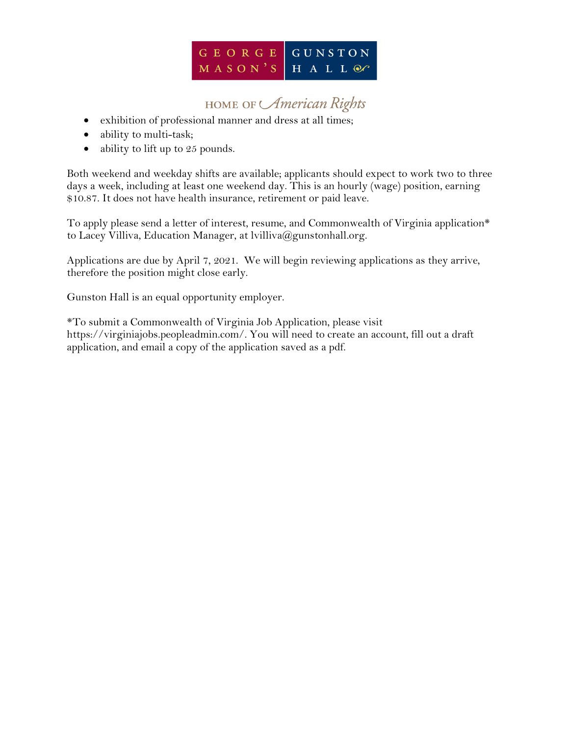- exhibition of professional manner and dress at all times;
- ability to multi-task;
- ability to lift up to 25 pounds.

Both weekend and weekday shifts are available; applicants should expect to work two to three days a week, including at least one weekend day. This is an hourly (wage) position, earning $10.87. It does not have health insurance, retirement or paid leave.

To apply please send a letter of interest, resume, and Commonwealth of Virginia application* to Lacey Villiva, Education Manager, at lvilliva@gunstonhall.org.

Applications are due by April 7, 2021. We will begin reviewing applications as they arrive, therefore the position might close early.

Gunston Hall is an equal opportunity employer.

*To submit a Commonwealth of Virginia Job Application, please visit https://virginiajobs.peopleadmin.com/. You will need to create an account, fill out a draft application, and email a copy of the application saved as a pdf.